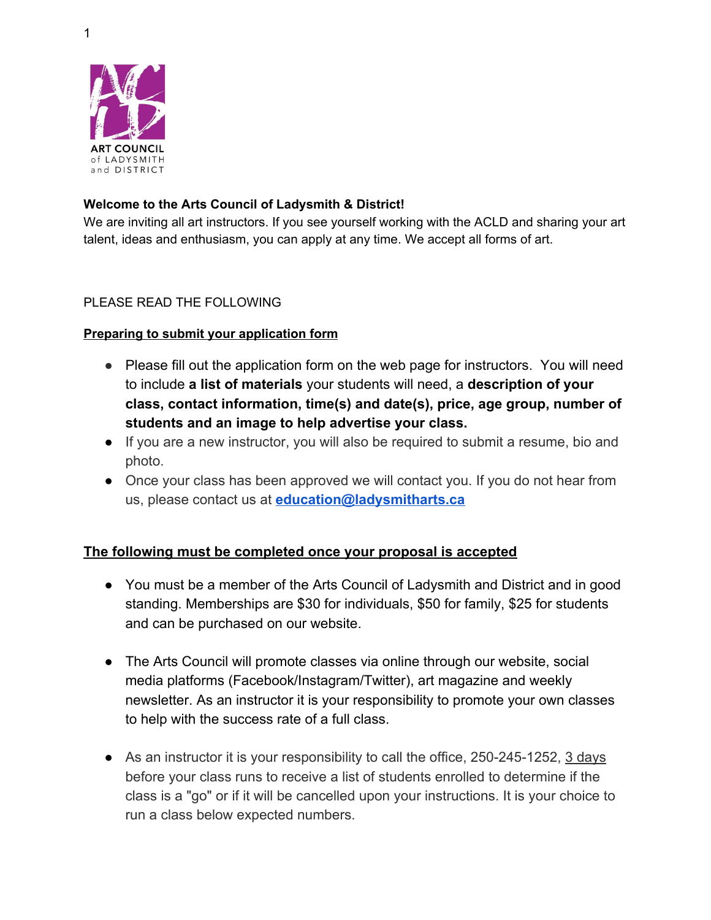ART COUNCIL
of LADYSMITH
and DISTRICT

**Welcome to the Arts Council of Ladysmith & District!**
We are inviting all art instructors. If you see yourself working with the ACLD and sharing your art talent, ideas and enthusiasm, you can apply at any time. We accept all forms of art.

PLEASE READ THE FOLLOWING

**Preparing to submit your application form**

- Please fill out the application form on the web page for instructors. You will need to include **a list of materials** your students will need, a **description of your class, contact information, time(s) and date(s), price, age group, number of students and an image to help advertise your class.**
- If you are a new instructor, you will also be required to submit a resume, bio and photo.
- Once your class has been approved we will contact you. If you do not hear from us, please contact us at **education@ladysmitharts.ca**

**The following must be completed once your proposal is accepted**

- You must be a member of the Arts Council of Ladysmith and District and in good standing. Memberships are $30 for individuals, $50 for family, $25 for students and can be purchased on our website.

- The Arts Council will promote classes via online through our website, social media platforms (Facebook/Instagram/Twitter), art magazine and weekly newsletter. As an instructor it is your responsibility to promote your own classes to help with the success rate of a full class.

- As an instructor it is your responsibility to call the office, 250-245-1252, 3 days before your class runs to receive a list of students enrolled to determine if the class is a "go" or if it will be cancelled upon your instructions. It is your choice to run a class below expected numbers.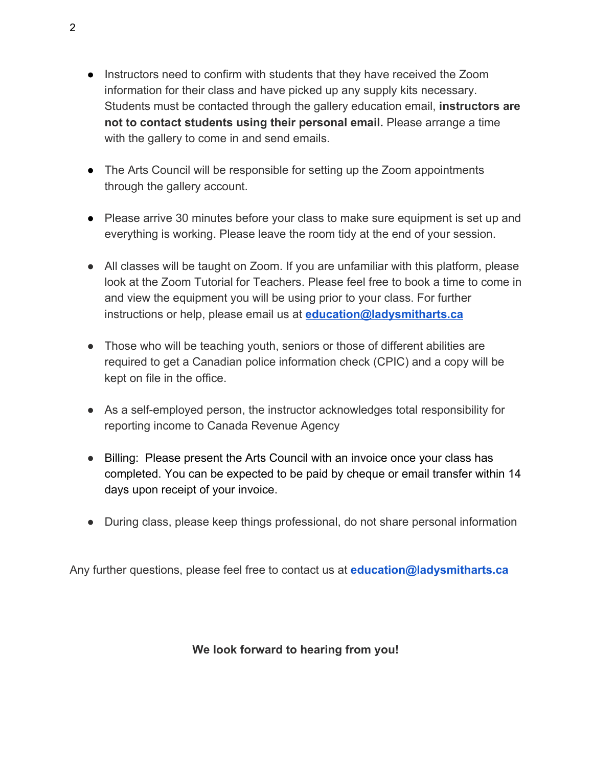- Instructors need to confirm with students that they have received the Zoom information for their class and have picked up any supply kits necessary. Students must be contacted through the gallery education email, **instructors are not to contact students using their personal email.** Please arrange a time with the gallery to come in and send emails.

- The Arts Council will be responsible for setting up the Zoom appointments through the gallery account.

- Please arrive 30 minutes before your class to make sure equipment is set up and everything is working. Please leave the room tidy at the end of your session.

- All classes will be taught on Zoom. If you are unfamiliar with this platform, please look at the Zoom Tutorial for Teachers. Please feel free to book a time to come in and view the equipment you will be using prior to your class. For further instructions or help, please email us at **education@ladysmitharts.ca**

- Those who will be teaching youth, seniors or those of different abilities are required to get a Canadian police information check (CPIC) and a copy will be kept on file in the office.

- As a self-employed person, the instructor acknowledges total responsibility for reporting income to Canada Revenue Agency

- Billing: Please present the Arts Council with an invoice once your class has completed. You can be expected to be paid by cheque or email transfer within 14 days upon receipt of your invoice.

- During class, please keep things professional, do not share personal information

Any further questions, please feel free to contact us at **education@ladysmitharts.ca**

**We look forward to hearing from you!**